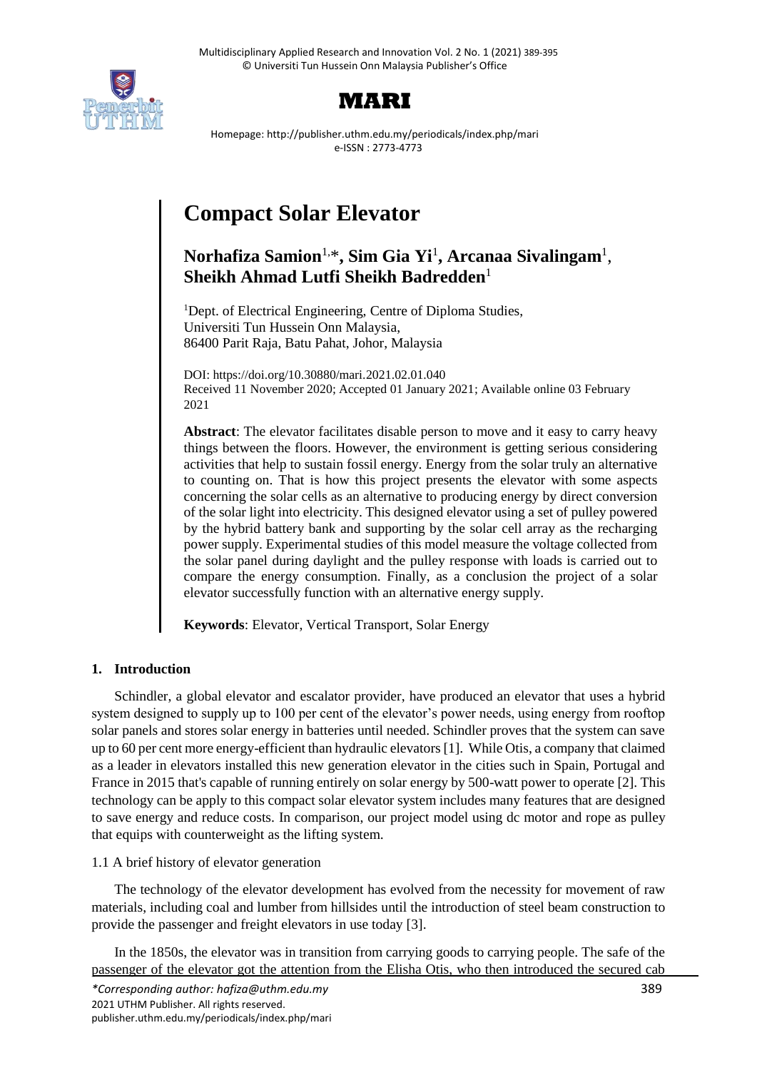# Compact Solar Elevator

**Norhafiza Samion**[1,*], **Sim Gia Yi**[1], **Arcanaa Sivalingam**[1], **Sheikh Ahmad Lutfi Sheikh Badredden**[1]

[1]Dept. of Electrical Engineering, Centre of Diploma Studies, Universiti Tun Hussein Onn Malaysia, 86400 Parit Raja, Batu Pahat, Johor, Malaysia

DOI: https://doi.org/10.30880/mari.2021.02.01.040
Received 11 November 2020; Accepted 01 January 2021; Available online 03 February 2021

**Abstract**: The elevator facilitates disable person to move and it easy to carry heavy things between the floors. However, the environment is getting serious considering activities that help to sustain fossil energy. Energy from the solar truly an alternative to counting on. That is how this project presents the elevator with some aspects concerning the solar cells as an alternative to producing energy by direct conversion of the solar light into electricity. This designed elevator using a set of pulley powered by the hybrid battery bank and supporting by the solar cell array as the recharging power supply. Experimental studies of this model measure the voltage collected from the solar panel during daylight and the pulley response with loads is carried out to compare the energy consumption. Finally, as a conclusion the project of a solar elevator successfully function with an alternative energy supply.

**Keywords**: Elevator, Vertical Transport, Solar Energy

## 1. Introduction

Schindler, a global elevator and escalator provider, have produced an elevator that uses a hybrid system designed to supply up to 100 per cent of the elevator's power needs, using energy from rooftop solar panels and stores solar energy in batteries until needed. Schindler proves that the system can save up to 60 per cent more energy-efficient than hydraulic elevators [1]. While Otis, a company that claimed as a leader in elevators installed this new generation elevator in the cities such in Spain, Portugal and France in 2015 that's capable of running entirely on solar energy by 500-watt power to operate [2]. This technology can be apply to this compact solar elevator system includes many features that are designed to save energy and reduce costs. In comparison, our project model using dc motor and rope as pulley that equips with counterweight as the lifting system.

### 1.1 A brief history of elevator generation

The technology of the elevator development has evolved from the necessity for movement of raw materials, including coal and lumber from hillsides until the introduction of steel beam construction to provide the passenger and freight elevators in use today [3].

In the 1850s, the elevator was in transition from carrying goods to carrying people. The safe of the passenger of the elevator got the attention from the Elisha Otis, who then introduced the secured cab

*Corresponding author: hafiza@uthm.edu.my
2021 UTHM Publisher. All rights reserved.
publisher.uthm.edu.my/periodicals/index.php/mari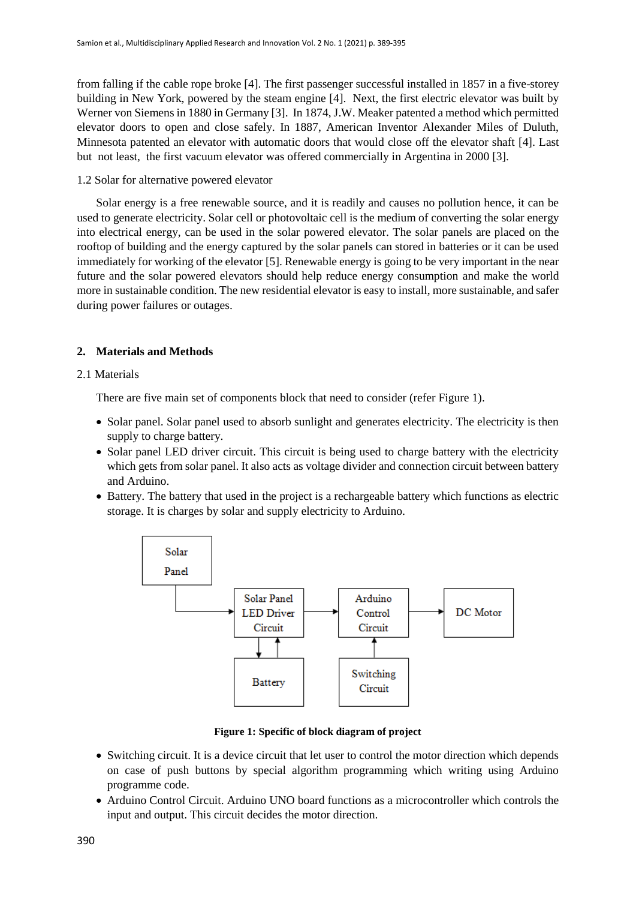from falling if the cable rope broke [4]. The first passenger successful installed in 1857 in a five-storey building in New York, powered by the steam engine [4]. Next, the first electric elevator was built by Werner von Siemens in 1880 in Germany [3]. In 1874, J.W. Meaker patented a method which permitted elevator doors to open and close safely. In 1887, American Inventor Alexander Miles of Duluth, Minnesota patented an elevator with automatic doors that would close off the elevator shaft [4]. Last but not least, the first vacuum elevator was offered commercially in Argentina in 2000 [3].

1.2 Solar for alternative powered elevator

Solar energy is a free renewable source, and it is readily and causes no pollution hence, it can be used to generate electricity. Solar cell or photovoltaic cell is the medium of converting the solar energy into electrical energy, can be used in the solar powered elevator. The solar panels are placed on the rooftop of building and the energy captured by the solar panels can stored in batteries or it can be used immediately for working of the elevator [5]. Renewable energy is going to be very important in the near future and the solar powered elevators should help reduce energy consumption and make the world more in sustainable condition. The new residential elevator is easy to install, more sustainable, and safer during power failures or outages.

## 2. Materials and Methods

2.1 Materials

There are five main set of components block that need to consider (refer Figure 1).

- Solar panel. Solar panel used to absorb sunlight and generates electricity. The electricity is then supply to charge battery.
- Solar panel LED driver circuit. This circuit is being used to charge battery with the electricity which gets from solar panel. It also acts as voltage divider and connection circuit between battery and Arduino.
- Battery. The battery that used in the project is a rechargeable battery which functions as electric storage. It is charges by solar and supply electricity to Arduino.

**Figure 1: Specific of block diagram of project**

- Switching circuit. It is a device circuit that let user to control the motor direction which depends on case of push buttons by special algorithm programming which writing using Arduino programme code.
- Arduino Control Circuit. Arduino UNO board functions as a microcontroller which controls the input and output. This circuit decides the motor direction.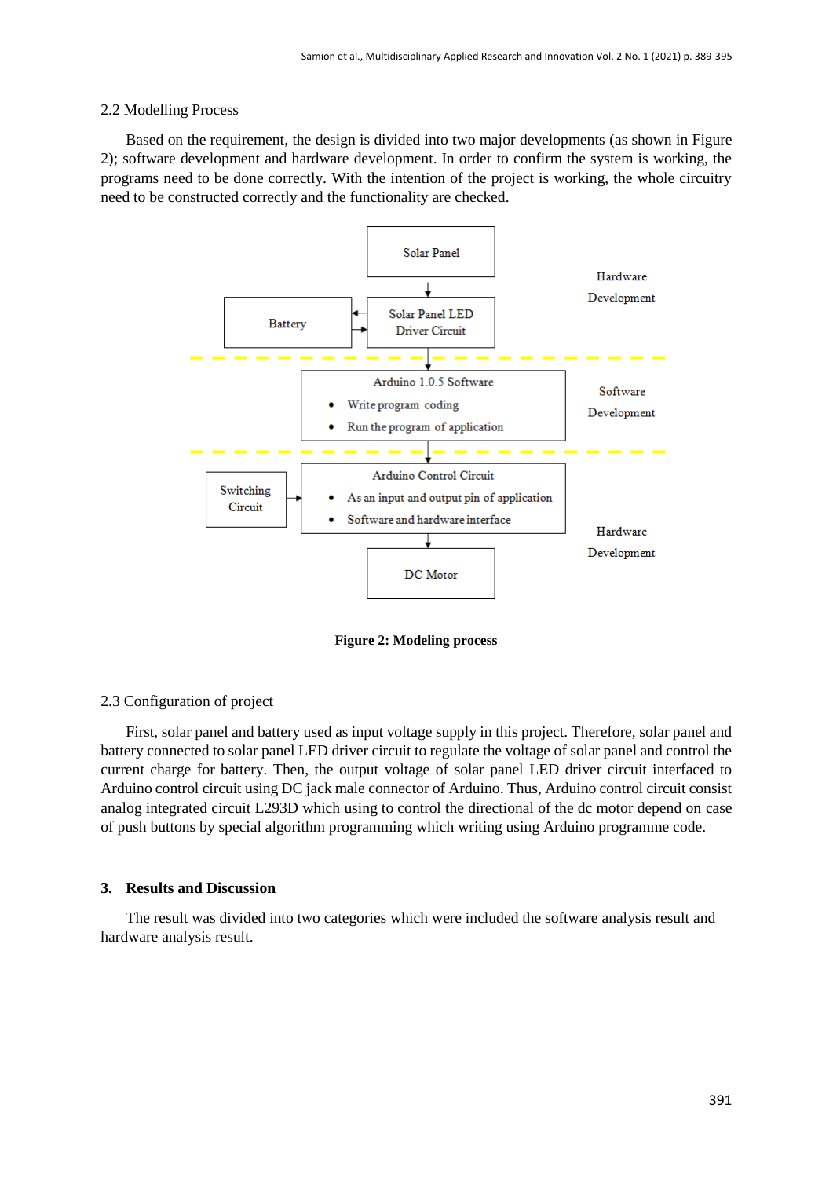### 2.2 Modelling Process

Based on the requirement, the design is divided into two major developments (as shown in Figure 2); software development and hardware development. In order to confirm the system is working, the programs need to be done correctly. With the intention of the project is working, the whole circuitry need to be constructed correctly and the functionality are checked.

**Figure 2: Modeling process**

### 2.3 Configuration of project

First, solar panel and battery used as input voltage supply in this project. Therefore, solar panel and battery connected to solar panel LED driver circuit to regulate the voltage of solar panel and control the current charge for battery. Then, the output voltage of solar panel LED driver circuit interfaced to Arduino control circuit using DC jack male connector of Arduino. Thus, Arduino control circuit consist analog integrated circuit L293D which using to control the directional of the dc motor depend on case of push buttons by special algorithm programming which writing using Arduino programme code.

## 3. Results and Discussion

The result was divided into two categories which were included the software analysis result and hardware analysis result.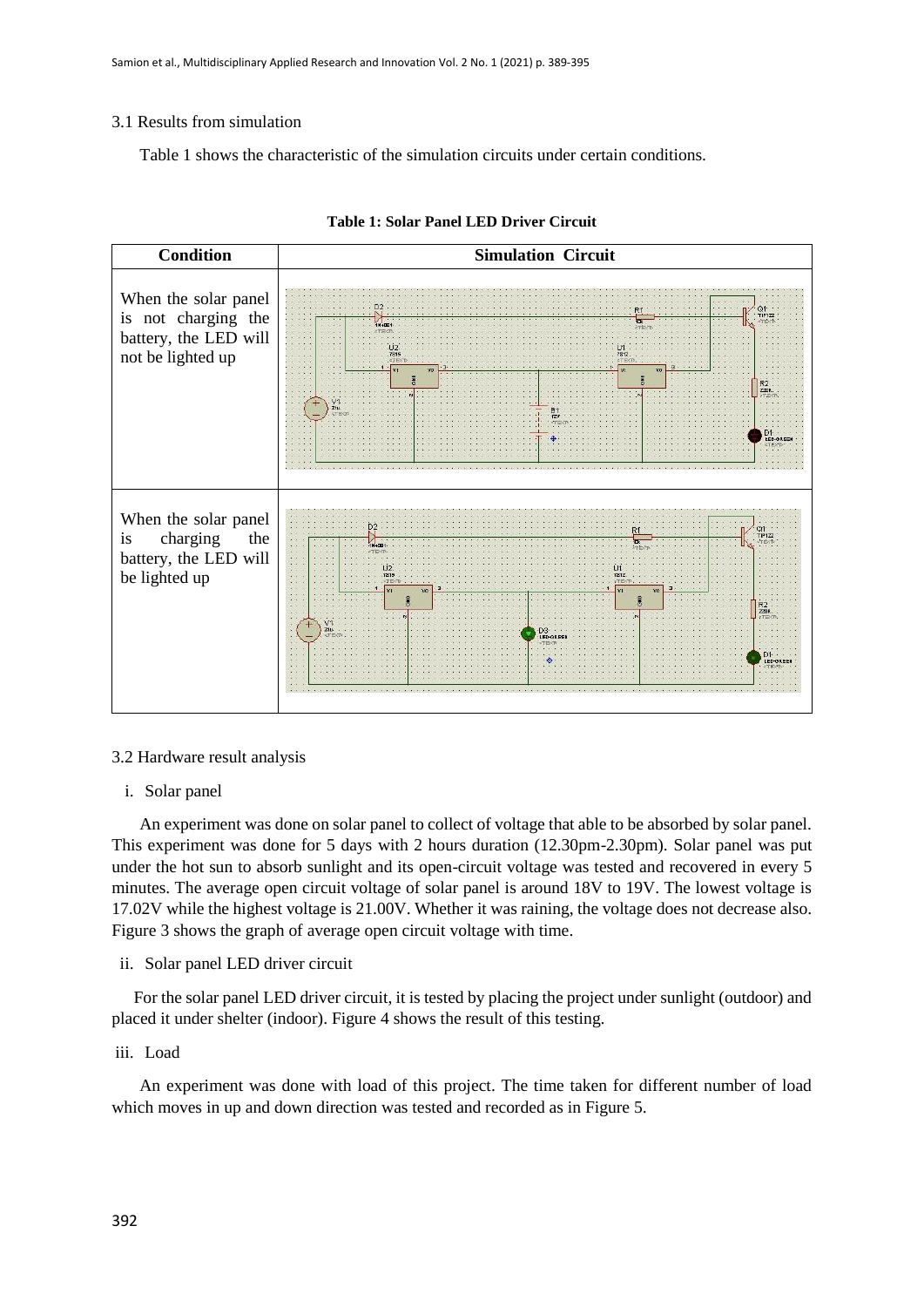3.1 Results from simulation

Table 1 shows the characteristic of the simulation circuits under certain conditions.

**Table 1: Solar Panel LED Driver Circuit**

| Condition | Simulation Circuit |
| --- | --- |
| When the solar panel is not charging the battery, the LED will not be lighted up | |
| When the solar panel is charging the battery, the LED will be lighted up | |

3.2 Hardware result analysis

i. Solar panel

An experiment was done on solar panel to collect of voltage that able to be absorbed by solar panel. This experiment was done for 5 days with 2 hours duration (12.30pm-2.30pm). Solar panel was put under the hot sun to absorb sunlight and its open-circuit voltage was tested and recovered in every 5 minutes. The average open circuit voltage of solar panel is around 18V to 19V. The lowest voltage is 17.02V while the highest voltage is 21.00V. Whether it was raining, the voltage does not decrease also. Figure 3 shows the graph of average open circuit voltage with time.

ii. Solar panel LED driver circuit

For the solar panel LED driver circuit, it is tested by placing the project under sunlight (outdoor) and placed it under shelter (indoor). Figure 4 shows the result of this testing.

iii. Load

An experiment was done with load of this project. The time taken for different number of load which moves in up and down direction was tested and recorded as in Figure 5.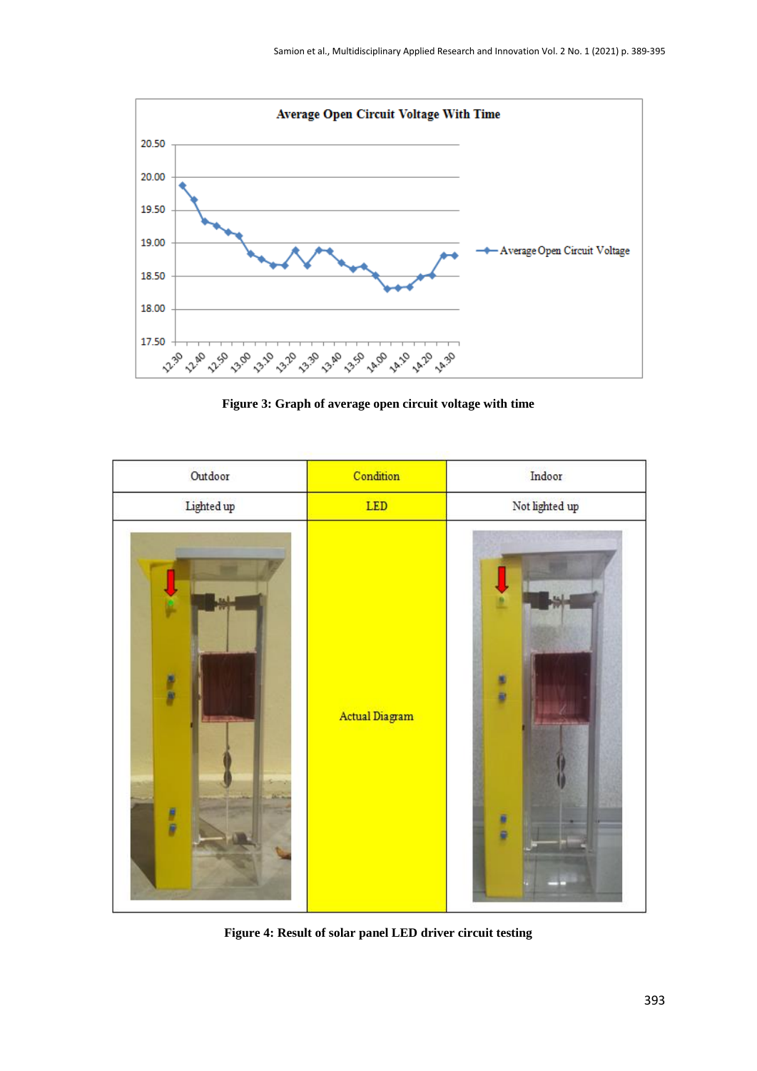Figure 3: Graph of average open circuit voltage with time

| Outdoor | Condition | Indoor |
| --- | --- | --- |
| Lighted up | LED | Not lighted up |
| | Actual Diagram | |

Figure 4: Result of solar panel LED driver circuit testing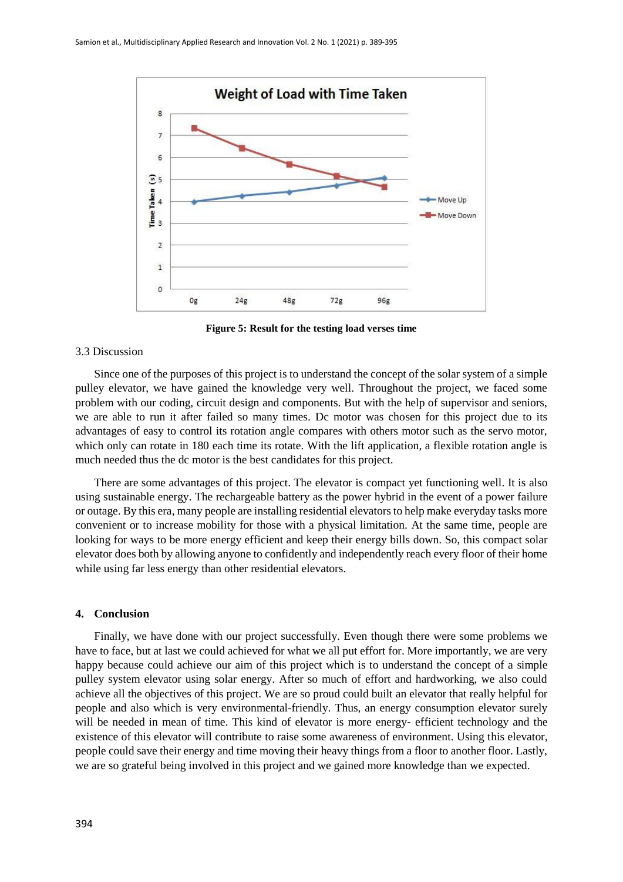**Figure 5: Result for the testing load verses time**

3.3 Discussion

Since one of the purposes of this project is to understand the concept of the solar system of a simple pulley elevator, we have gained the knowledge very well. Throughout the project, we faced some problem with our coding, circuit design and components. But with the help of supervisor and seniors, we are able to run it after failed so many times. Dc motor was chosen for this project due to its advantages of easy to control its rotation angle compares with others motor such as the servo motor, which only can rotate in 180 each time its rotate. With the lift application, a flexible rotation angle is much needed thus the dc motor is the best candidates for this project.

There are some advantages of this project. The elevator is compact yet functioning well. It is also using sustainable energy. The rechargeable battery as the power hybrid in the event of a power failure or outage. By this era, many people are installing residential elevators to help make everyday tasks more convenient or to increase mobility for those with a physical limitation. At the same time, people are looking for ways to be more energy efficient and keep their energy bills down. So, this compact solar elevator does both by allowing anyone to confidently and independently reach every floor of their home while using far less energy than other residential elevators.

## 4. Conclusion

Finally, we have done with our project successfully. Even though there were some problems we have to face, but at last we could achieved for what we all put effort for. More importantly, we are very happy because could achieve our aim of this project which is to understand the concept of a simple pulley system elevator using solar energy. After so much of effort and hardworking, we also could achieve all the objectives of this project. We are so proud could built an elevator that really helpful for people and also which is very environmental-friendly. Thus, an energy consumption elevator surely will be needed in mean of time. This kind of elevator is more energy- efficient technology and the existence of this elevator will contribute to raise some awareness of environment. Using this elevator, people could save their energy and time moving their heavy things from a floor to another floor. Lastly, we are so grateful being involved in this project and we gained more knowledge than we expected.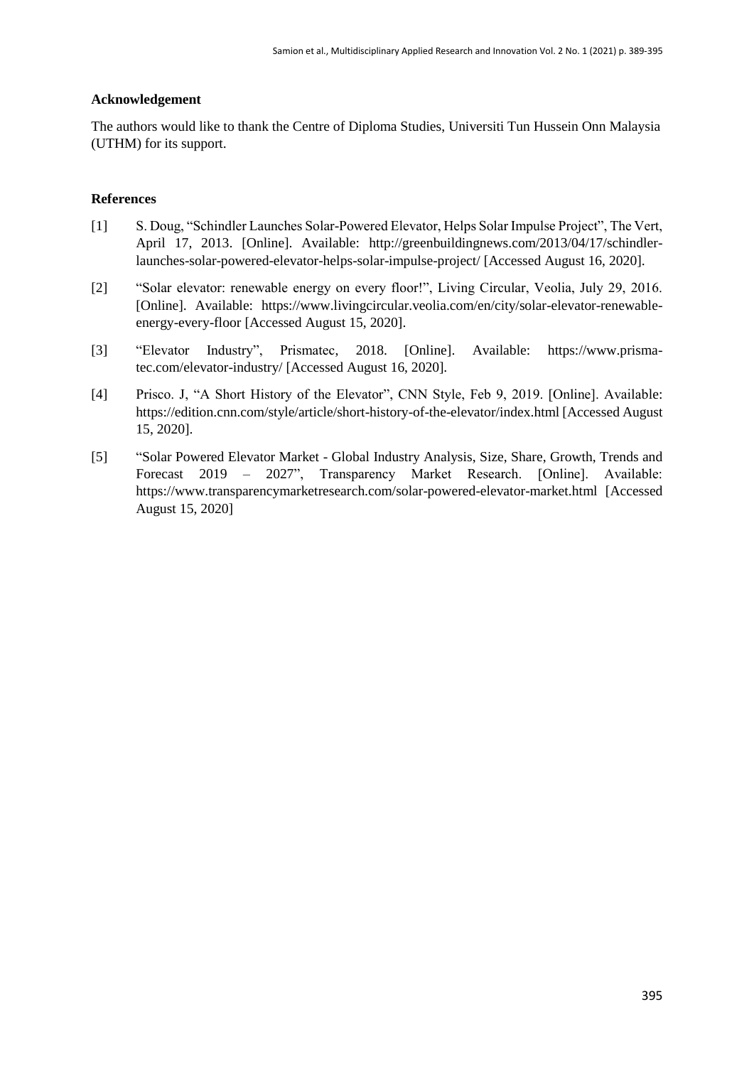## Acknowledgement

The authors would like to thank the Centre of Diploma Studies, Universiti Tun Hussein Onn Malaysia (UTHM) for its support.

## References

[1] S. Doug, "Schindler Launches Solar-Powered Elevator, Helps Solar Impulse Project", The Vert, April 17, 2013. [Online]. Available: http://greenbuildingnews.com/2013/04/17/schindler-launches-solar-powered-elevator-helps-solar-impulse-project/ [Accessed August 16, 2020].

[2] "Solar elevator: renewable energy on every floor!", Living Circular, Veolia, July 29, 2016. [Online]. Available: https://www.livingcircular.veolia.com/en/city/solar-elevator-renewable-energy-every-floor [Accessed August 15, 2020].

[3] "Elevator Industry", Prismatec, 2018. [Online]. Available: https://www.prisma-tec.com/elevator-industry/ [Accessed August 16, 2020].

[4] Prisco. J, "A Short History of the Elevator", CNN Style, Feb 9, 2019. [Online]. Available: https://edition.cnn.com/style/article/short-history-of-the-elevator/index.html [Accessed August 15, 2020].

[5] "Solar Powered Elevator Market - Global Industry Analysis, Size, Share, Growth, Trends and Forecast 2019 – 2027", Transparency Market Research. [Online]. Available: https://www.transparencymarketresearch.com/solar-powered-elevator-market.html [Accessed August 15, 2020]